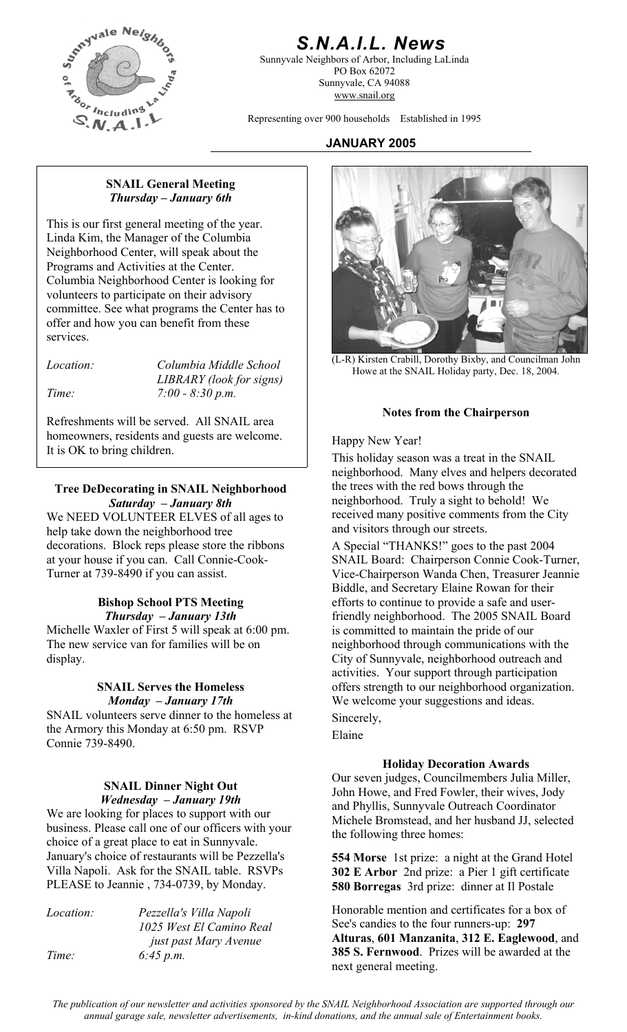# S.N.A.I.L. News

Sunnyvale Neighbors of Arbor, Including LaLinda
PO Box 62072
Sunnyvale, CA 94088
www.snail.org

Representing over 900 households    Established in 1995

**JANUARY 2005**

### SNAIL General Meeting
***Thursday – January 6th***

This is our first general meeting of the year. Linda Kim, the Manager of the Columbia Neighborhood Center, will speak about the Programs and Activities at the Center. Columbia Neighborhood Center is looking for volunteers to participate on their advisory committee. See what programs the Center has to offer and how you can benefit from these services.

*Location:* *Columbia Middle School LIBRARY (look for signs)*
*Time:* *7:00 - 8:30 p.m.*

Refreshments will be served. All SNAIL area homeowners, residents and guests are welcome. It is OK to bring children.

### Tree DeDecorating in SNAIL Neighborhood
***Saturday – January 8th***

We NEED VOLUNTEER ELVES of all ages to help take down the neighborhood tree decorations. Block reps please store the ribbons at your house if you can. Call Connie-Cook-Turner at 739-8490 if you can assist.

### Bishop School PTS Meeting
***Thursday – January 13th***

Michelle Waxler of First 5 will speak at 6:00 pm. The new service van for families will be on display.

### SNAIL Serves the Homeless
***Monday – January 17th***

SNAIL volunteers serve dinner to the homeless at the Armory this Monday at 6:50 pm. RSVP Connie 739-8490.

### SNAIL Dinner Night Out
***Wednesday – January 19th***

We are looking for places to support with our business. Please call one of our officers with your choice of a great place to eat in Sunnyvale. January's choice of restaurants will be Pezzella's Villa Napoli. Ask for the SNAIL table. RSVPs PLEASE to Jeannie , 734-0739, by Monday.

*Location:* *Pezzella's Villa Napoli 1025 West El Camino Real just past Mary Avenue*
*Time:* *6:45 p.m.*

(L-R) Kirsten Crabill, Dorothy Bixby, and Councilman John Howe at the SNAIL Holiday party, Dec. 18, 2004.

### Notes from the Chairperson

Happy New Year!

This holiday season was a treat in the SNAIL neighborhood. Many elves and helpers decorated the trees with the red bows through the neighborhood. Truly a sight to behold! We received many positive comments from the City and visitors through our streets.

A Special "THANKS!" goes to the past 2004 SNAIL Board: Chairperson Connie Cook-Turner, Vice-Chairperson Wanda Chen, Treasurer Jeannie Biddle, and Secretary Elaine Rowan for their efforts to continue to provide a safe and user-friendly neighborhood. The 2005 SNAIL Board is committed to maintain the pride of our neighborhood through communications with the City of Sunnyvale, neighborhood outreach and activities. Your support through participation offers strength to our neighborhood organization. We welcome your suggestions and ideas.

Sincerely,

Elaine

### Holiday Decoration Awards

Our seven judges, Councilmembers Julia Miller, John Howe, and Fred Fowler, their wives, Jody and Phyllis, Sunnyvale Outreach Coordinator Michele Bromstead, and her husband JJ, selected the following three homes:

**554 Morse** 1st prize: a night at the Grand Hotel
**302 E Arbor** 2nd prize: a Pier 1 gift certificate
**580 Borregas** 3rd prize: dinner at Il Postale

Honorable mention and certificates for a box of See's candies to the four runners-up: **297 Alturas**, **601 Manzanita**, **312 E. Eaglewood**, and **385 S. Fernwood**. Prizes will be awarded at the next general meeting.

*The publication of our newsletter and activities sponsored by the SNAIL Neighborhood Association are supported through our annual garage sale, newsletter advertisements, in-kind donations, and the annual sale of Entertainment books.*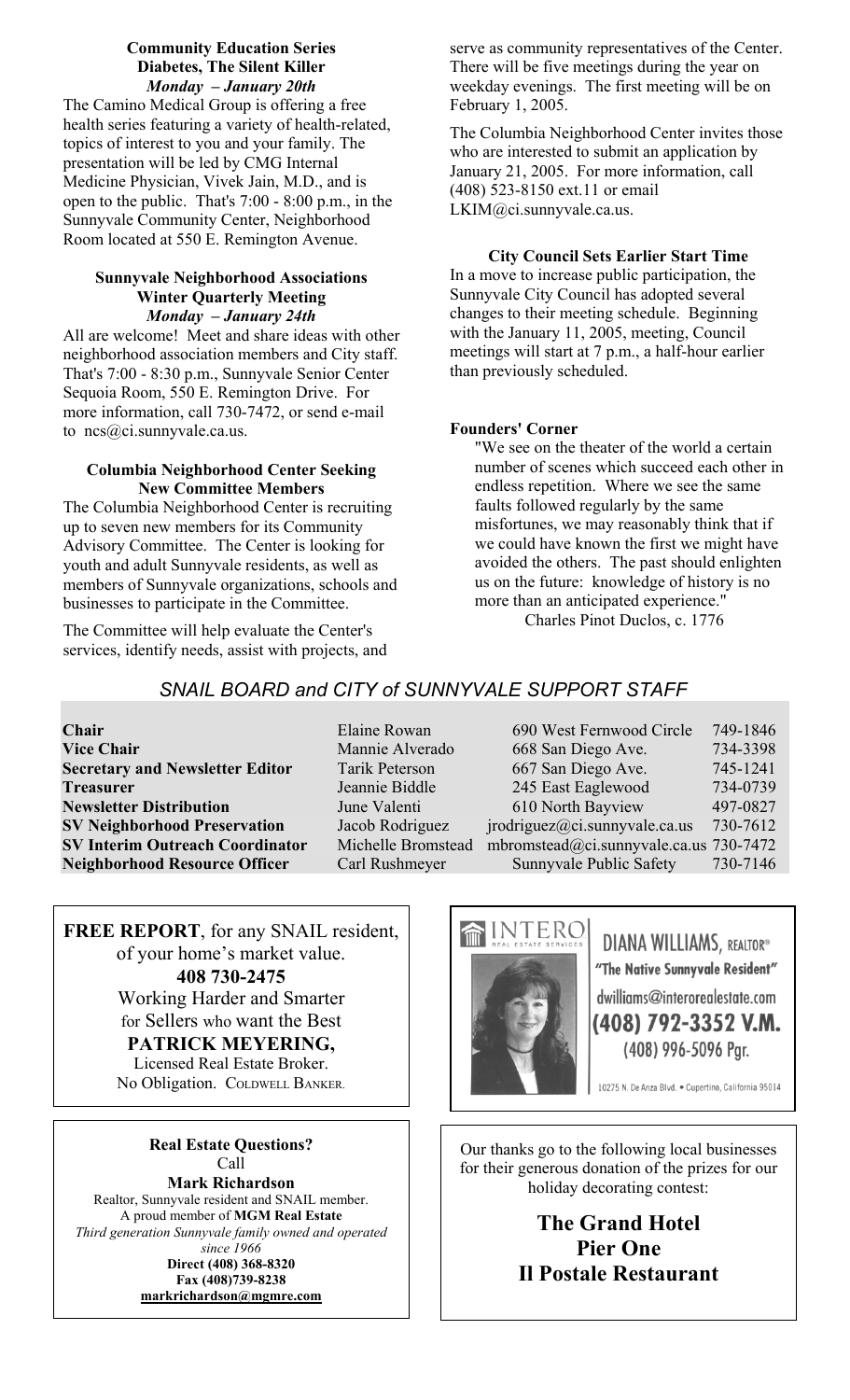### Community Education Series
### Diabetes, The Silent Killer
***Monday – January 20th***

The Camino Medical Group is offering a free health series featuring a variety of health-related, topics of interest to you and your family. The presentation will be led by CMG Internal Medicine Physician, Vivek Jain, M.D., and is open to the public. That's 7:00 - 8:00 p.m., in the Sunnyvale Community Center, Neighborhood Room located at 550 E. Remington Avenue.

### Sunnyvale Neighborhood Associations Winter Quarterly Meeting
***Monday – January 24th***

All are welcome! Meet and share ideas with other neighborhood association members and City staff. That's 7:00 - 8:30 p.m., Sunnyvale Senior Center Sequoia Room, 550 E. Remington Drive. For more information, call 730-7472, or send e-mail to ncs@ci.sunnyvale.ca.us.

### Columbia Neighborhood Center Seeking New Committee Members

The Columbia Neighborhood Center is recruiting up to seven new members for its Community Advisory Committee. The Center is looking for youth and adult Sunnyvale residents, as well as members of Sunnyvale organizations, schools and businesses to participate in the Committee.

The Committee will help evaluate the Center's services, identify needs, assist with projects, and serve as community representatives of the Center. There will be five meetings during the year on weekday evenings. The first meeting will be on February 1, 2005.

The Columbia Neighborhood Center invites those who are interested to submit an application by January 21, 2005. For more information, call (408) 523-8150 ext.11 or email LKIM@ci.sunnyvale.ca.us.

### City Council Sets Earlier Start Time

In a move to increase public participation, the Sunnyvale City Council has adopted several changes to their meeting schedule. Beginning with the January 11, 2005, meeting, Council meetings will start at 7 p.m., a half-hour earlier than previously scheduled.

### Founders' Corner

> "We see on the theater of the world a certain number of scenes which succeed each other in endless repetition. Where we see the same faults followed regularly by the same misfortunes, we may reasonably think that if we could have known the first we might have avoided the others. The past should enlighten us on the future: knowledge of history is no more than an anticipated experience."
>
> Charles Pinot Duclos, c. 1776

## SNAIL BOARD and CITY of SUNNYVALE SUPPORT STAFF

| | | | |
|---|---|---|---|
| **Chair** | Elaine Rowan | 690 West Fernwood Circle | 749-1846 |
| **Vice Chair** | Mannie Alverado | 668 San Diego Ave. | 734-3398 |
| **Secretary and Newsletter Editor** | Tarik Peterson | 667 San Diego Ave. | 745-1241 |
| **Treasurer** | Jeannie Biddle | 245 East Eaglewood | 734-0739 |
| **Newsletter Distribution** | June Valenti | 610 North Bayview | 497-0827 |
| **SV Neighborhood Preservation** | Jacob Rodriguez | jrodriguez@ci.sunnyvale.ca.us | 730-7612 |
| **SV Interim Outreach Coordinator** | Michelle Bromstead | mbromstead@ci.sunnyvale.ca.us | 730-7472 |
| **Neighborhood Resource Officer** | Carl Rushmeyer | Sunnyvale Public Safety | 730-7146 |

**FREE REPORT**, for any SNAIL resident, of your home's market value.
**408 730-2475**
Working Harder and Smarter for Sellers who want the Best
**PATRICK MEYERING,**
Licensed Real Estate Broker.
No Obligation. COLDWELL BANKER.

INTERO REAL ESTATE SERVICES
DIANA WILLIAMS, REALTOR®
"The Native Sunnyvale Resident"
dwilliams@interorealestate.com
(408) 792-3352 V.M.
(408) 996-5096 Pgr.
10275 N. De Anza Blvd. • Cupertino, California 95014

**Real Estate Questions?**
Call
**Mark Richardson**
Realtor, Sunnyvale resident and SNAIL member.
A proud member of **MGM Real Estate**
*Third generation Sunnyvale family owned and operated since 1966*
**Direct (408) 368-8320**
**Fax (408)739-8238**
**markrichardson@mgmre.com**

Our thanks go to the following local businesses for their generous donation of the prizes for our holiday decorating contest:

**The Grand Hotel**
**Pier One**
**Il Postale Restaurant**